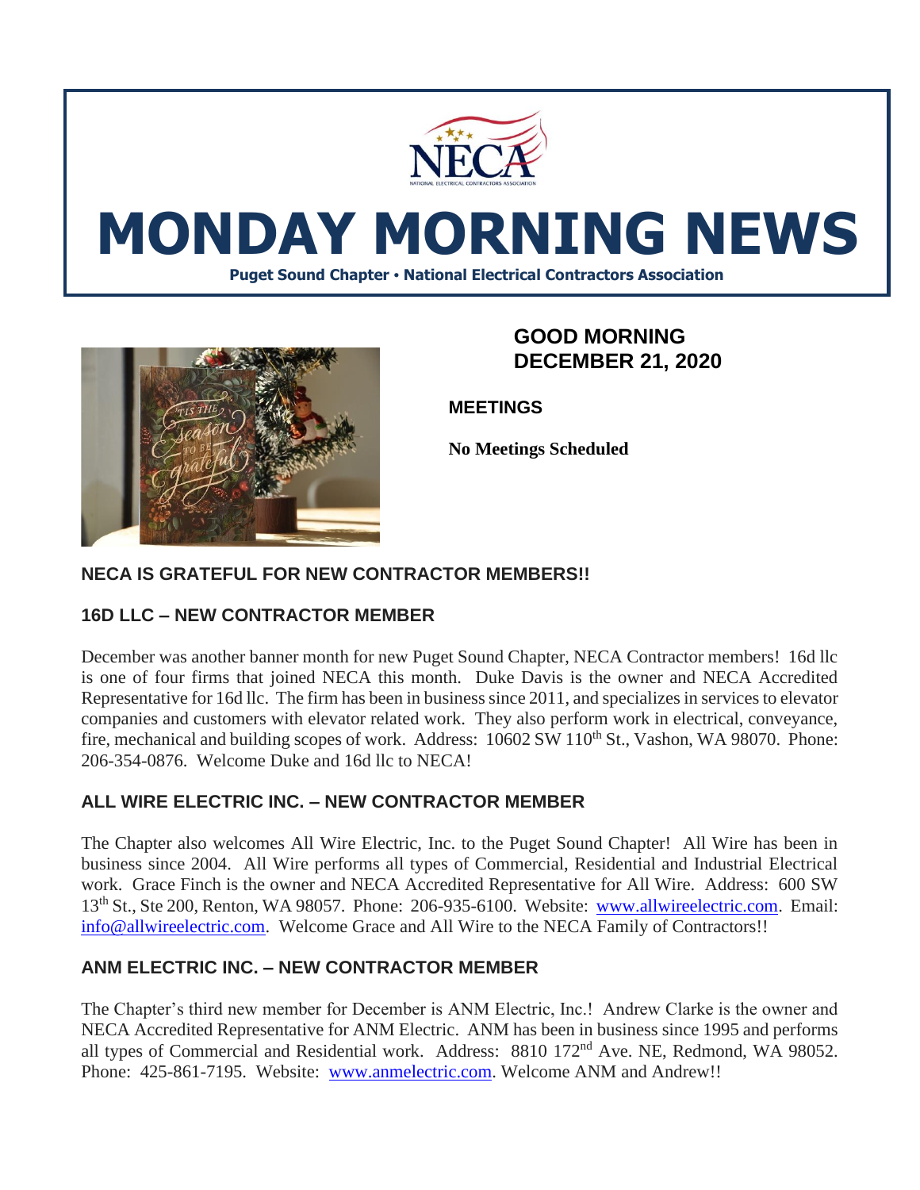# MONDAY MORNING NEWS

**Puget Sound Chapter • National Electrical Contractors Association**

## GOOD MORNING DECEMBER 21, 2020

### MEETINGS

**No Meetings Scheduled**

## NECA IS GRATEFUL FOR NEW CONTRACTOR MEMBERS!!

### 16D LLC – NEW CONTRACTOR MEMBER

December was another banner month for new Puget Sound Chapter, NECA Contractor members! 16d llc is one of four firms that joined NECA this month. Duke Davis is the owner and NECA Accredited Representative for 16d llc. The firm has been in business since 2011, and specializes in services to elevator companies and customers with elevator related work. They also perform work in electrical, conveyance, fire, mechanical and building scopes of work. Address: 10602 SW 110th St., Vashon, WA 98070. Phone: 206-354-0876. Welcome Duke and 16d llc to NECA!

### ALL WIRE ELECTRIC INC. – NEW CONTRACTOR MEMBER

The Chapter also welcomes All Wire Electric, Inc. to the Puget Sound Chapter! All Wire has been in business since 2004. All Wire performs all types of Commercial, Residential and Industrial Electrical work. Grace Finch is the owner and NECA Accredited Representative for All Wire. Address: 600 SW 13th St., Ste 200, Renton, WA 98057. Phone: 206-935-6100. Website: www.allwireelectric.com. Email: info@allwireelectric.com. Welcome Grace and All Wire to the NECA Family of Contractors!!

### ANM ELECTRIC INC. – NEW CONTRACTOR MEMBER

The Chapter's third new member for December is ANM Electric, Inc.! Andrew Clarke is the owner and NECA Accredited Representative for ANM Electric. ANM has been in business since 1995 and performs all types of Commercial and Residential work. Address: 8810 172nd Ave. NE, Redmond, WA 98052. Phone: 425-861-7195. Website: www.anmelectric.com. Welcome ANM and Andrew!!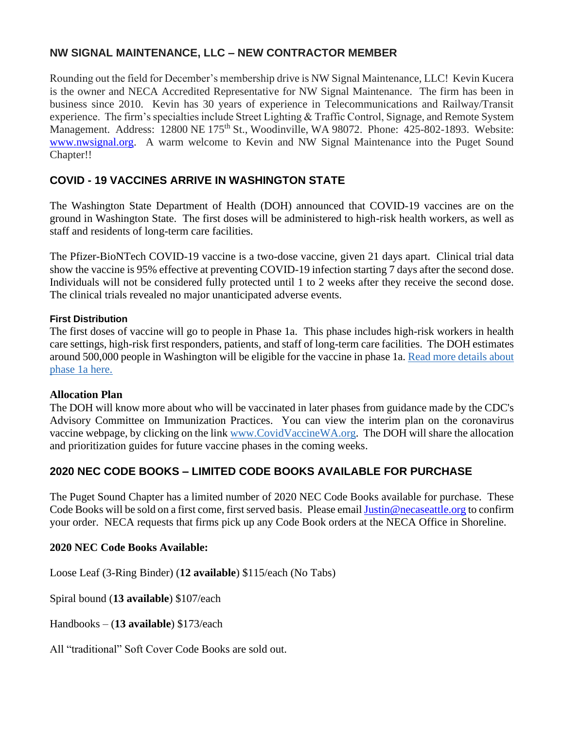## NW SIGNAL MAINTENANCE, LLC – NEW CONTRACTOR MEMBER

Rounding out the field for December's membership drive is NW Signal Maintenance, LLC! Kevin Kucera is the owner and NECA Accredited Representative for NW Signal Maintenance. The firm has been in business since 2010. Kevin has 30 years of experience in Telecommunications and Railway/Transit experience. The firm's specialties include Street Lighting & Traffic Control, Signage, and Remote System Management. Address: 12800 NE 175th St., Woodinville, WA 98072. Phone: 425-802-1893. Website: [www.nwsignal.org](http://www.nwsignal.org). A warm welcome to Kevin and NW Signal Maintenance into the Puget Sound Chapter!!

## COVID - 19 VACCINES ARRIVE IN WASHINGTON STATE

The Washington State Department of Health (DOH) announced that COVID-19 vaccines are on the ground in Washington State. The first doses will be administered to high-risk health workers, as well as staff and residents of long-term care facilities.

The Pfizer-BioNTech COVID-19 vaccine is a two-dose vaccine, given 21 days apart. Clinical trial data show the vaccine is 95% effective at preventing COVID-19 infection starting 7 days after the second dose. Individuals will not be considered fully protected until 1 to 2 weeks after they receive the second dose. The clinical trials revealed no major unanticipated adverse events.

### First Distribution

The first doses of vaccine will go to people in Phase 1a. This phase includes high-risk workers in health care settings, high-risk first responders, patients, and staff of long-term care facilities. The DOH estimates around 500,000 people in Washington will be eligible for the vaccine in phase 1a. Read more details about phase 1a here.

### Allocation Plan

The DOH will know more about who will be vaccinated in later phases from guidance made by the CDC's Advisory Committee on Immunization Practices. You can view the interim plan on the coronavirus vaccine webpage, by clicking on the link [www.CovidVaccineWA.org](http://www.CovidVaccineWA.org). The DOH will share the allocation and prioritization guides for future vaccine phases in the coming weeks.

## 2020 NEC CODE BOOKS – LIMITED CODE BOOKS AVAILABLE FOR PURCHASE

The Puget Sound Chapter has a limited number of 2020 NEC Code Books available for purchase. These Code Books will be sold on a first come, first served basis. Please email Justin@necaseattle.org to confirm your order. NECA requests that firms pick up any Code Book orders at the NECA Office in Shoreline.

**2020 NEC Code Books Available:**

Loose Leaf (3-Ring Binder) (**12 available**) $115/each (No Tabs)

Spiral bound (**13 available**) $107/each

Handbooks – (**13 available**) $173/each

All "traditional" Soft Cover Code Books are sold out.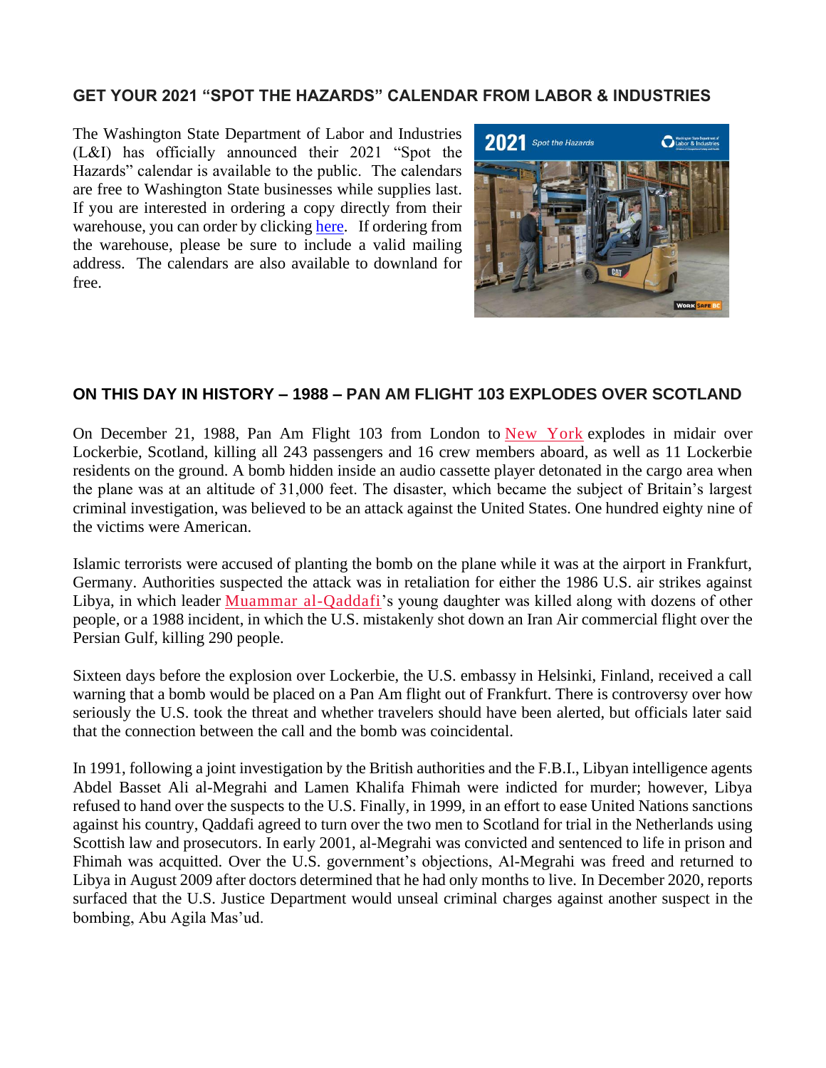## GET YOUR 2021 "SPOT THE HAZARDS" CALENDAR FROM LABOR & INDUSTRIES

The Washington State Department of Labor and Industries (L&I) has officially announced their 2021 "Spot the Hazards" calendar is available to the public. The calendars are free to Washington State businesses while supplies last. If you are interested in ordering a copy directly from their warehouse, you can order by clicking here. If ordering from the warehouse, please be sure to include a valid mailing address. The calendars are also available to downland for free.

## ON THIS DAY IN HISTORY – 1988 – PAN AM FLIGHT 103 EXPLODES OVER SCOTLAND

On December 21, 1988, Pan Am Flight 103 from London to New York explodes in midair over Lockerbie, Scotland, killing all 243 passengers and 16 crew members aboard, as well as 11 Lockerbie residents on the ground. A bomb hidden inside an audio cassette player detonated in the cargo area when the plane was at an altitude of 31,000 feet. The disaster, which became the subject of Britain's largest criminal investigation, was believed to be an attack against the United States. One hundred eighty nine of the victims were American.

Islamic terrorists were accused of planting the bomb on the plane while it was at the airport in Frankfurt, Germany. Authorities suspected the attack was in retaliation for either the 1986 U.S. air strikes against Libya, in which leader Muammar al-Qaddafi's young daughter was killed along with dozens of other people, or a 1988 incident, in which the U.S. mistakenly shot down an Iran Air commercial flight over the Persian Gulf, killing 290 people.

Sixteen days before the explosion over Lockerbie, the U.S. embassy in Helsinki, Finland, received a call warning that a bomb would be placed on a Pan Am flight out of Frankfurt. There is controversy over how seriously the U.S. took the threat and whether travelers should have been alerted, but officials later said that the connection between the call and the bomb was coincidental.

In 1991, following a joint investigation by the British authorities and the F.B.I., Libyan intelligence agents Abdel Basset Ali al-Megrahi and Lamen Khalifa Fhimah were indicted for murder; however, Libya refused to hand over the suspects to the U.S. Finally, in 1999, in an effort to ease United Nations sanctions against his country, Qaddafi agreed to turn over the two men to Scotland for trial in the Netherlands using Scottish law and prosecutors. In early 2001, al-Megrahi was convicted and sentenced to life in prison and Fhimah was acquitted. Over the U.S. government's objections, Al-Megrahi was freed and returned to Libya in August 2009 after doctors determined that he had only months to live. In December 2020, reports surfaced that the U.S. Justice Department would unseal criminal charges against another suspect in the bombing, Abu Agila Mas'ud.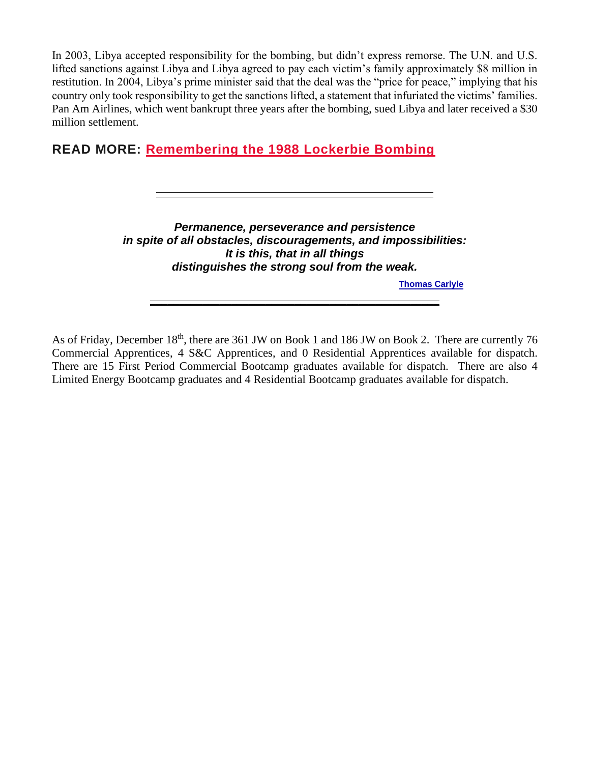In 2003, Libya accepted responsibility for the bombing, but didn't express remorse. The U.N. and U.S. lifted sanctions against Libya and Libya agreed to pay each victim's family approximately $8 million in restitution. In 2004, Libya's prime minister said that the deal was the "price for peace," implying that his country only took responsibility to get the sanctions lifted, a statement that infuriated the victims' families. Pan Am Airlines, which went bankrupt three years after the bombing, sued Libya and later received a $30 million settlement.

**READ MORE: Remembering the 1988 Lockerbie Bombing**

---

***Permanence, perseverance and persistence***
***in spite of all obstacles, discouragements, and impossibilities:***
***It is this, that in all things***
***distinguishes the strong soul from the weak.***

**Thomas Carlyle**

---

As of Friday, December 18th, there are 361 JW on Book 1 and 186 JW on Book 2. There are currently 76 Commercial Apprentices, 4 S&C Apprentices, and 0 Residential Apprentices available for dispatch. There are 15 First Period Commercial Bootcamp graduates available for dispatch. There are also 4 Limited Energy Bootcamp graduates and 4 Residential Bootcamp graduates available for dispatch.